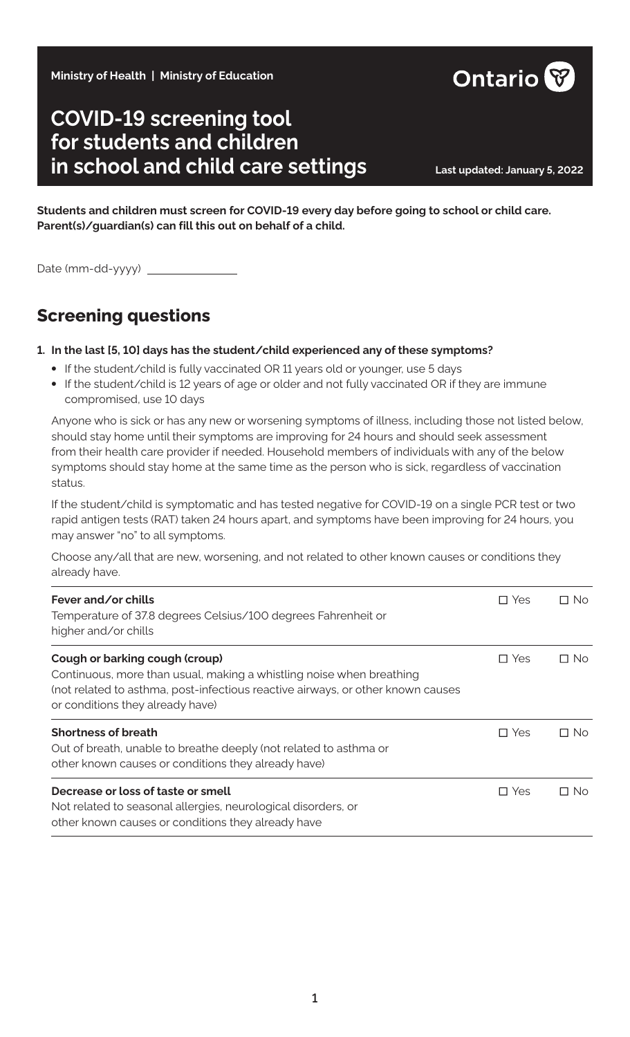Ministry of Health | Ministry of Education

Ontario

# COVID-19 screening tool for students and children in school and child care settings

Last updated: January 5, 2022

**Students and children must screen for COVID-19 every day before going to school or child care. Parent(s)/guardian(s) can fill this out on behalf of a child.**

Date (mm-dd-yyyy) ______________

## Screening questions

**1. In the last [5, 10] days has the student/child experienced any of these symptoms?**

- If the student/child is fully vaccinated OR 11 years old or younger, use 5 days
- If the student/child is 12 years of age or older and not fully vaccinated OR if they are immune compromised, use 10 days

Anyone who is sick or has any new or worsening symptoms of illness, including those not listed below, should stay home until their symptoms are improving for 24 hours and should seek assessment from their health care provider if needed. Household members of individuals with any of the below symptoms should stay home at the same time as the person who is sick, regardless of vaccination status.

If the student/child is symptomatic and has tested negative for COVID-19 on a single PCR test or two rapid antigen tests (RAT) taken 24 hours apart, and symptoms have been improving for 24 hours, you may answer "no" to all symptoms.

Choose any/all that are new, worsening, and not related to other known causes or conditions they already have.

| Symptom | Yes | No |
|---|---|---|
| **Fever and/or chills**<br>Temperature of 37.8 degrees Celsius/100 degrees Fahrenheit or higher and/or chills | ☐ Yes | ☐ No |
| **Cough or barking cough (croup)**<br>Continuous, more than usual, making a whistling noise when breathing (not related to asthma, post-infectious reactive airways, or other known causes or conditions they already have) | ☐ Yes | ☐ No |
| **Shortness of breath**<br>Out of breath, unable to breathe deeply (not related to asthma or other known causes or conditions they already have) | ☐ Yes | ☐ No |
| **Decrease or loss of taste or smell**<br>Not related to seasonal allergies, neurological disorders, or other known causes or conditions they already have | ☐ Yes | ☐ No |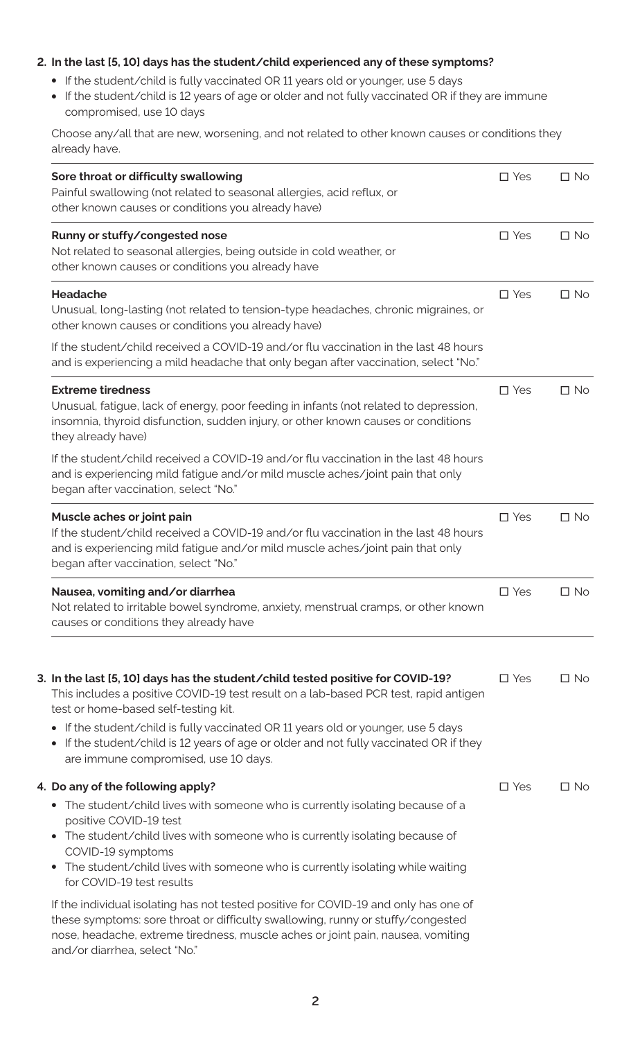**2. In the last [5, 10] days has the student/child experienced any of these symptoms?**

- If the student/child is fully vaccinated OR 11 years old or younger, use 5 days
- If the student/child is 12 years of age or older and not fully vaccinated OR if they are immune compromised, use 10 days

Choose any/all that are new, worsening, and not related to other known causes or conditions they already have.

| | | |
|---|---|---|
| **Sore throat or difficulty swallowing**<br>Painful swallowing (not related to seasonal allergies, acid reflux, or other known causes or conditions you already have) | ☐ Yes | ☐ No |
| **Runny or stuffy/congested nose**<br>Not related to seasonal allergies, being outside in cold weather, or other known causes or conditions you already have | ☐ Yes | ☐ No |
| **Headache**<br>Unusual, long-lasting (not related to tension-type headaches, chronic migraines, or other known causes or conditions you already have)<br><br>If the student/child received a COVID-19 and/or flu vaccination in the last 48 hours and is experiencing a mild headache that only began after vaccination, select "No." | ☐ Yes | ☐ No |
| **Extreme tiredness**<br>Unusual, fatigue, lack of energy, poor feeding in infants (not related to depression, insomnia, thyroid disfunction, sudden injury, or other known causes or conditions they already have)<br><br>If the student/child received a COVID-19 and/or flu vaccination in the last 48 hours and is experiencing mild fatigue and/or mild muscle aches/joint pain that only began after vaccination, select "No." | ☐ Yes | ☐ No |
| **Muscle aches or joint pain**<br>If the student/child received a COVID-19 and/or flu vaccination in the last 48 hours and is experiencing mild fatigue and/or mild muscle aches/joint pain that only began after vaccination, select "No." | ☐ Yes | ☐ No |
| **Nausea, vomiting and/or diarrhea**<br>Not related to irritable bowel syndrome, anxiety, menstrual cramps, or other known causes or conditions they already have | ☐ Yes | ☐ No |

**3. In the last [5, 10] days has the student/child tested positive for COVID-19?** ☐ Yes ☐ No

This includes a positive COVID-19 test result on a lab-based PCR test, rapid antigen test or home-based self-testing kit.

- If the student/child is fully vaccinated OR 11 years old or younger, use 5 days
- If the student/child is 12 years of age or older and not fully vaccinated OR if they are immune compromised, use 10 days.

**4. Do any of the following apply?** ☐ Yes ☐ No

- The student/child lives with someone who is currently isolating because of a positive COVID-19 test
- The student/child lives with someone who is currently isolating because of COVID-19 symptoms
- The student/child lives with someone who is currently isolating while waiting for COVID-19 test results

If the individual isolating has not tested positive for COVID-19 and only has one of these symptoms: sore throat or difficulty swallowing, runny or stuffy/congested nose, headache, extreme tiredness, muscle aches or joint pain, nausea, vomiting and/or diarrhea, select "No."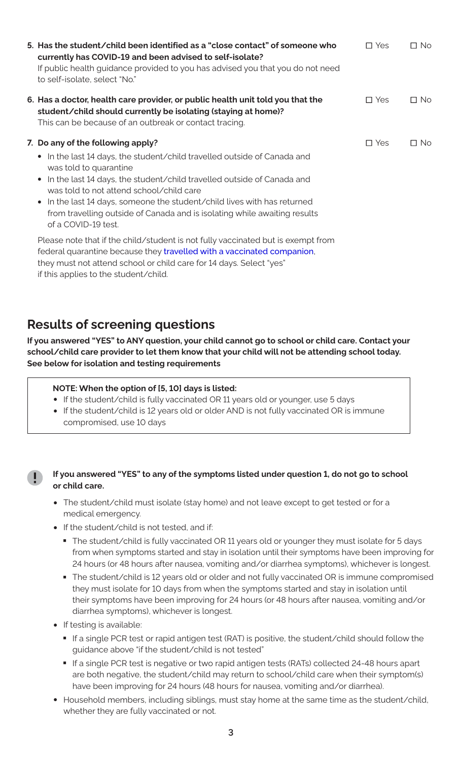**5. Has the student/child been identified as a "close contact" of someone who currently has COVID-19 and been advised to self-isolate?** ☐ Yes ☐ No

If public health guidance provided to you has advised you that you do not need to self-isolate, select "No."

**6. Has a doctor, health care provider, or public health unit told you that the student/child should currently be isolating (staying at home)?** ☐ Yes ☐ No

This can be because of an outbreak or contact tracing.

**7. Do any of the following apply?** ☐ Yes ☐ No

- In the last 14 days, the student/child travelled outside of Canada and was told to quarantine
- In the last 14 days, the student/child travelled outside of Canada and was told to not attend school/child care
- In the last 14 days, someone the student/child lives with has returned from travelling outside of Canada and is isolating while awaiting results of a COVID-19 test.

Please note that if the child/student is not fully vaccinated but is exempt from federal quarantine because they travelled with a vaccinated companion, they must not attend school or child care for 14 days. Select "yes" if this applies to the student/child.

## Results of screening questions

**If you answered "YES" to ANY question, your child cannot go to school or child care. Contact your school/child care provider to let them know that your child will not be attending school today. See below for isolation and testing requirements**

> **NOTE: When the option of [5, 10] days is listed:**
> - If the student/child is fully vaccinated OR 11 years old or younger, use 5 days
> - If the student/child is 12 years old or older AND is not fully vaccinated OR is immune compromised, use 10 days

**If you answered "YES" to any of the symptoms listed under question 1, do not go to school or child care.**

- The student/child must isolate (stay home) and not leave except to get tested or for a medical emergency.
- If the student/child is not tested, and if:
  - The student/child is fully vaccinated OR 11 years old or younger they must isolate for 5 days from when symptoms started and stay in isolation until their symptoms have been improving for 24 hours (or 48 hours after nausea, vomiting and/or diarrhea symptoms), whichever is longest.
  - The student/child is 12 years old or older and not fully vaccinated OR is immune compromised they must isolate for 10 days from when the symptoms started and stay in isolation until their symptoms have been improving for 24 hours (or 48 hours after nausea, vomiting and/or diarrhea symptoms), whichever is longest.
- If testing is available:
  - If a single PCR test or rapid antigen test (RAT) is positive, the student/child should follow the guidance above "if the student/child is not tested"
  - If a single PCR test is negative or two rapid antigen tests (RATs) collected 24-48 hours apart are both negative, the student/child may return to school/child care when their symptom(s) have been improving for 24 hours (48 hours for nausea, vomiting and/or diarrhea).
- Household members, including siblings, must stay home at the same time as the student/child, whether they are fully vaccinated or not.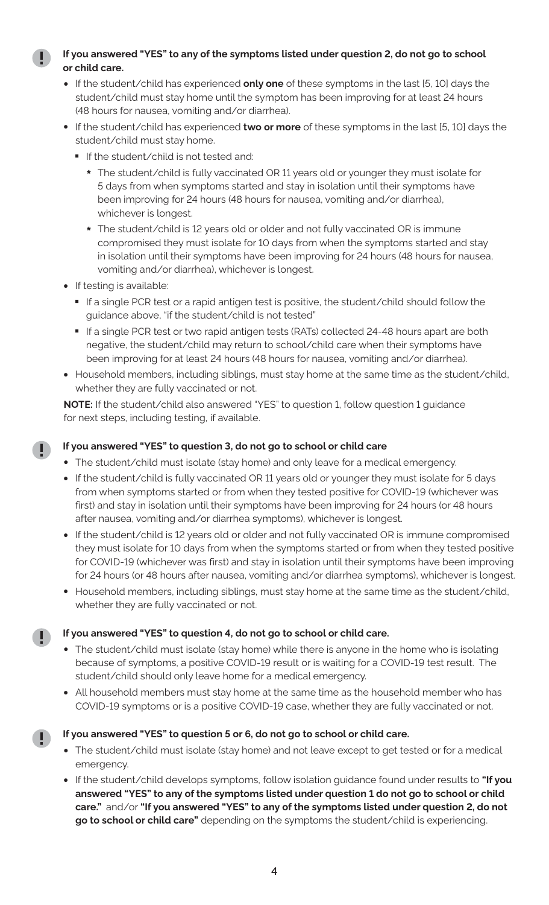**If you answered "YES" to any of the symptoms listed under question 2, do not go to school or child care.**

- If the student/child has experienced **only one** of these symptoms in the last [5, 10] days the student/child must stay home until the symptom has been improving for at least 24 hours (48 hours for nausea, vomiting and/or diarrhea).
- If the student/child has experienced **two or more** of these symptoms in the last [5, 10] days the student/child must stay home.
  - If the student/child is not tested and:
    - * The student/child is fully vaccinated OR 11 years old or younger they must isolate for 5 days from when symptoms started and stay in isolation until their symptoms have been improving for 24 hours (48 hours for nausea, vomiting and/or diarrhea), whichever is longest.
    - * The student/child is 12 years old or older and not fully vaccinated OR is immune compromised they must isolate for 10 days from when the symptoms started and stay in isolation until their symptoms have been improving for 24 hours (48 hours for nausea, vomiting and/or diarrhea), whichever is longest.
- If testing is available:
  - If a single PCR test or a rapid antigen test is positive, the student/child should follow the guidance above, "if the student/child is not tested"
  - If a single PCR test or two rapid antigen tests (RATs) collected 24-48 hours apart are both negative, the student/child may return to school/child care when their symptoms have been improving for at least 24 hours (48 hours for nausea, vomiting and/or diarrhea).
- Household members, including siblings, must stay home at the same time as the student/child, whether they are fully vaccinated or not.

**NOTE:** If the student/child also answered "YES" to question 1, follow question 1 guidance for next steps, including testing, if available.

**If you answered "YES" to question 3, do not go to school or child care**

- The student/child must isolate (stay home) and only leave for a medical emergency.
- If the student/child is fully vaccinated OR 11 years old or younger they must isolate for 5 days from when symptoms started or from when they tested positive for COVID-19 (whichever was first) and stay in isolation until their symptoms have been improving for 24 hours (or 48 hours after nausea, vomiting and/or diarrhea symptoms), whichever is longest.
- If the student/child is 12 years old or older and not fully vaccinated OR is immune compromised they must isolate for 10 days from when the symptoms started or from when they tested positive for COVID-19 (whichever was first) and stay in isolation until their symptoms have been improving for 24 hours (or 48 hours after nausea, vomiting and/or diarrhea symptoms), whichever is longest.
- Household members, including siblings, must stay home at the same time as the student/child, whether they are fully vaccinated or not.

**If you answered "YES" to question 4, do not go to school or child care.**

- The student/child must isolate (stay home) while there is anyone in the home who is isolating because of symptoms, a positive COVID-19 result or is waiting for a COVID-19 test result. The student/child should only leave home for a medical emergency.
- All household members must stay home at the same time as the household member who has COVID-19 symptoms or is a positive COVID-19 case, whether they are fully vaccinated or not.

**If you answered "YES" to question 5 or 6, do not go to school or child care.**

- The student/child must isolate (stay home) and not leave except to get tested or for a medical emergency.
- If the student/child develops symptoms, follow isolation guidance found under results to **"If you answered "YES" to any of the symptoms listed under question 1 do not go to school or child care."** and/or **"If you answered "YES" to any of the symptoms listed under question 2, do not go to school or child care"** depending on the symptoms the student/child is experiencing.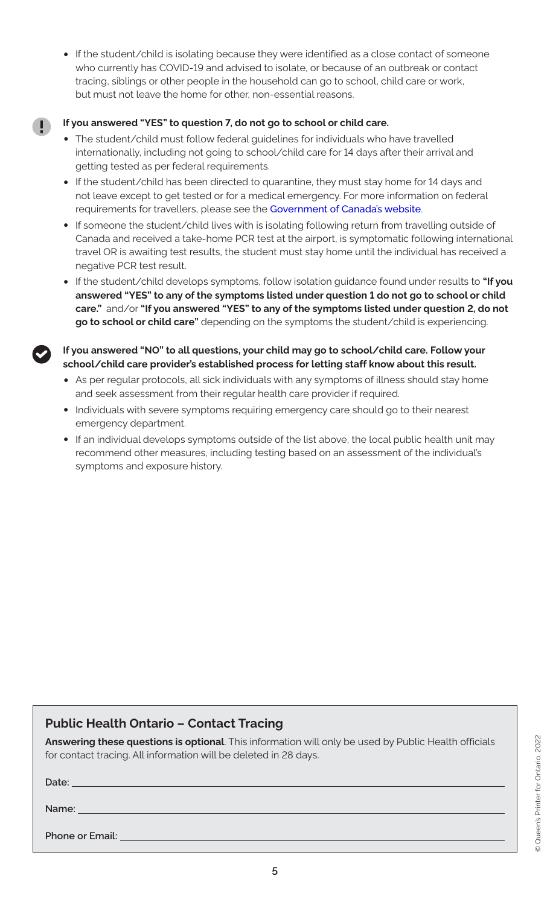- If the student/child is isolating because they were identified as a close contact of someone who currently has COVID-19 and advised to isolate, or because of an outbreak or contact tracing, siblings or other people in the household can go to school, child care or work, but must not leave the home for other, non-essential reasons.

**If you answered "YES" to question 7, do not go to school or child care.**

- The student/child must follow federal guidelines for individuals who have travelled internationally, including not going to school/child care for 14 days after their arrival and getting tested as per federal requirements.
- If the student/child has been directed to quarantine, they must stay home for 14 days and not leave except to get tested or for a medical emergency. For more information on federal requirements for travellers, please see the Government of Canada's website.
- If someone the student/child lives with is isolating following return from travelling outside of Canada and received a take-home PCR test at the airport, is symptomatic following international travel OR is awaiting test results, the student must stay home until the individual has received a negative PCR test result.
- If the student/child develops symptoms, follow isolation guidance found under results to **"If you answered "YES" to any of the symptoms listed under question 1 do not go to school or child care."** and/or **"If you answered "YES" to any of the symptoms listed under question 2, do not go to school or child care"** depending on the symptoms the student/child is experiencing.

**If you answered "NO" to all questions, your child may go to school/child care. Follow your school/child care provider's established process for letting staff know about this result.**

- As per regular protocols, all sick individuals with any symptoms of illness should stay home and seek assessment from their regular health care provider if required.
- Individuals with severe symptoms requiring emergency care should go to their nearest emergency department.
- If an individual develops symptoms outside of the list above, the local public health unit may recommend other measures, including testing based on an assessment of the individual's symptoms and exposure history.

## Public Health Ontario – Contact Tracing

**Answering these questions is optional**. This information will only be used by Public Health officials for contact tracing. All information will be deleted in 28 days.

**Date:** ______________________

**Name:** ______________________

**Phone or Email:** ______________________

© Queen's Printer for Ontario, 2022